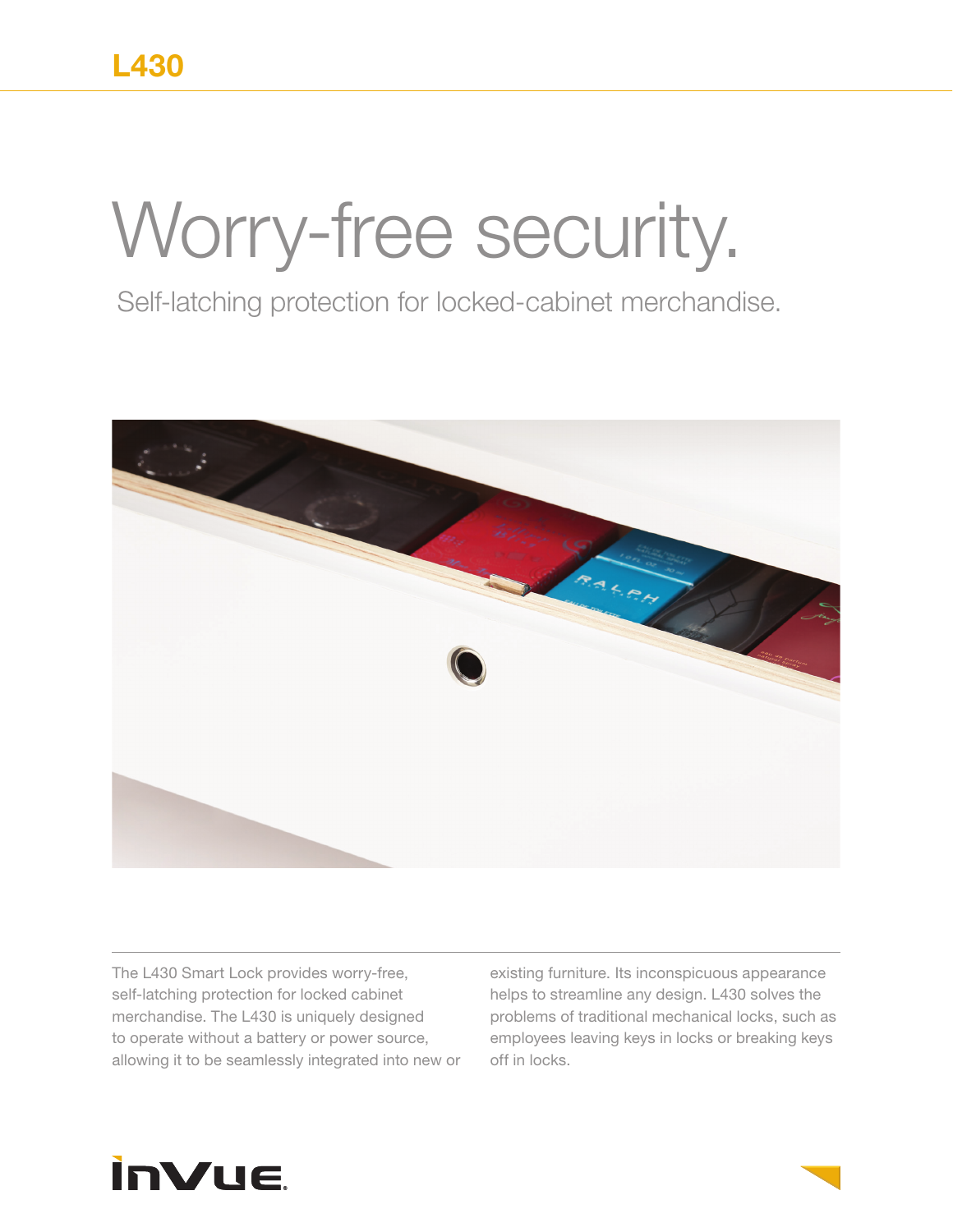# L430

# Worry-free security.

Self-latching protection for locked-cabinet merchandise.

The L430 Smart Lock provides worry-free, self-latching protection for locked cabinet merchandise. The L430 is uniquely designed to operate without a battery or power source, allowing it to be seamlessly integrated into new or existing furniture. Its inconspicuous appearance helps to streamline any design. L430 solves the problems of traditional mechanical locks, such as employees leaving keys in locks or breaking keys off in locks.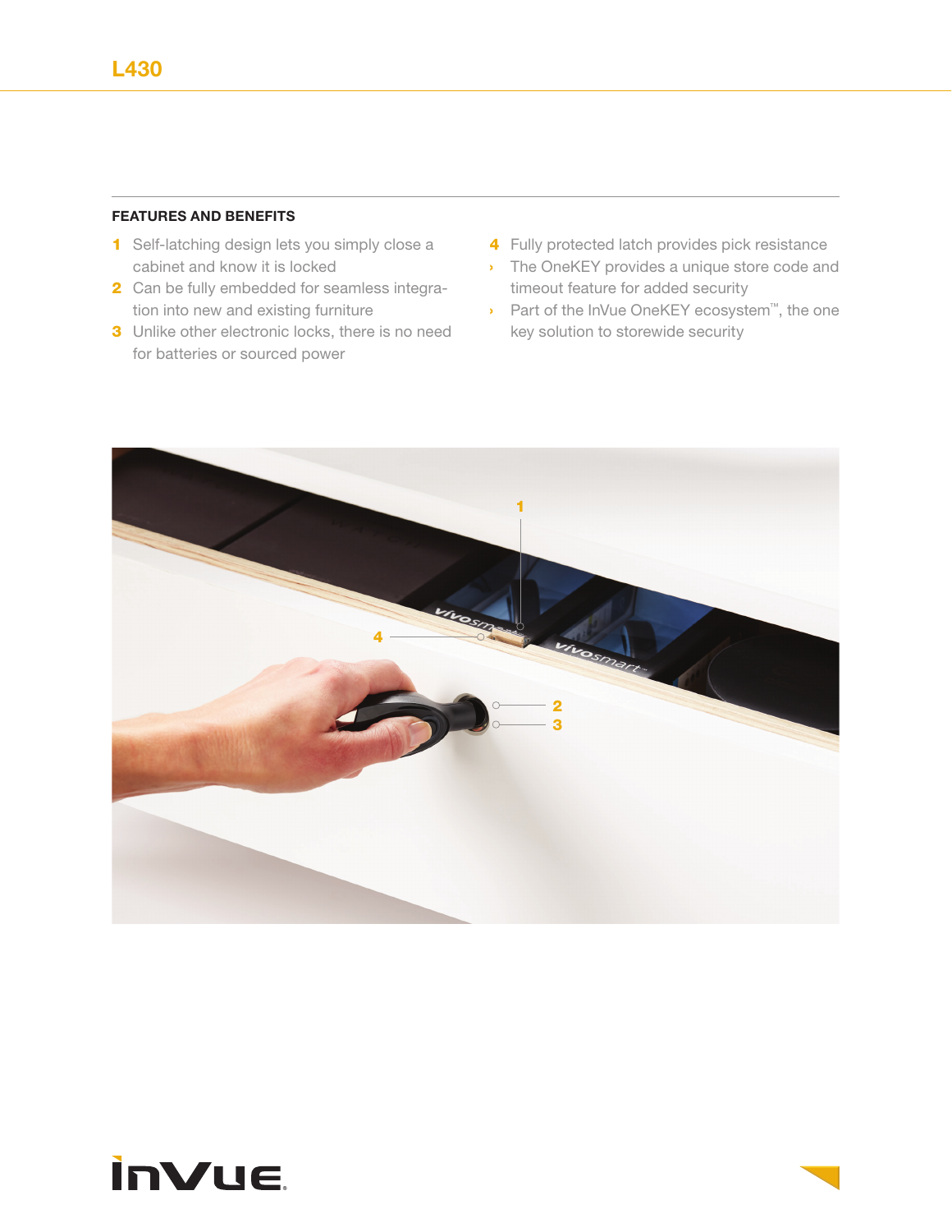# L430

## FEATURES AND BENEFITS

1. Self-latching design lets you simply close a cabinet and know it is locked
2. Can be fully embedded for seamless integration into new and existing furniture
3. Unlike other electronic locks, there is no need for batteries or sourced power
4. Fully protected latch provides pick resistance

- The OneKEY provides a unique store code and timeout feature for added security
- Part of the InVue OneKEY ecosystem™, the one key solution to storewide security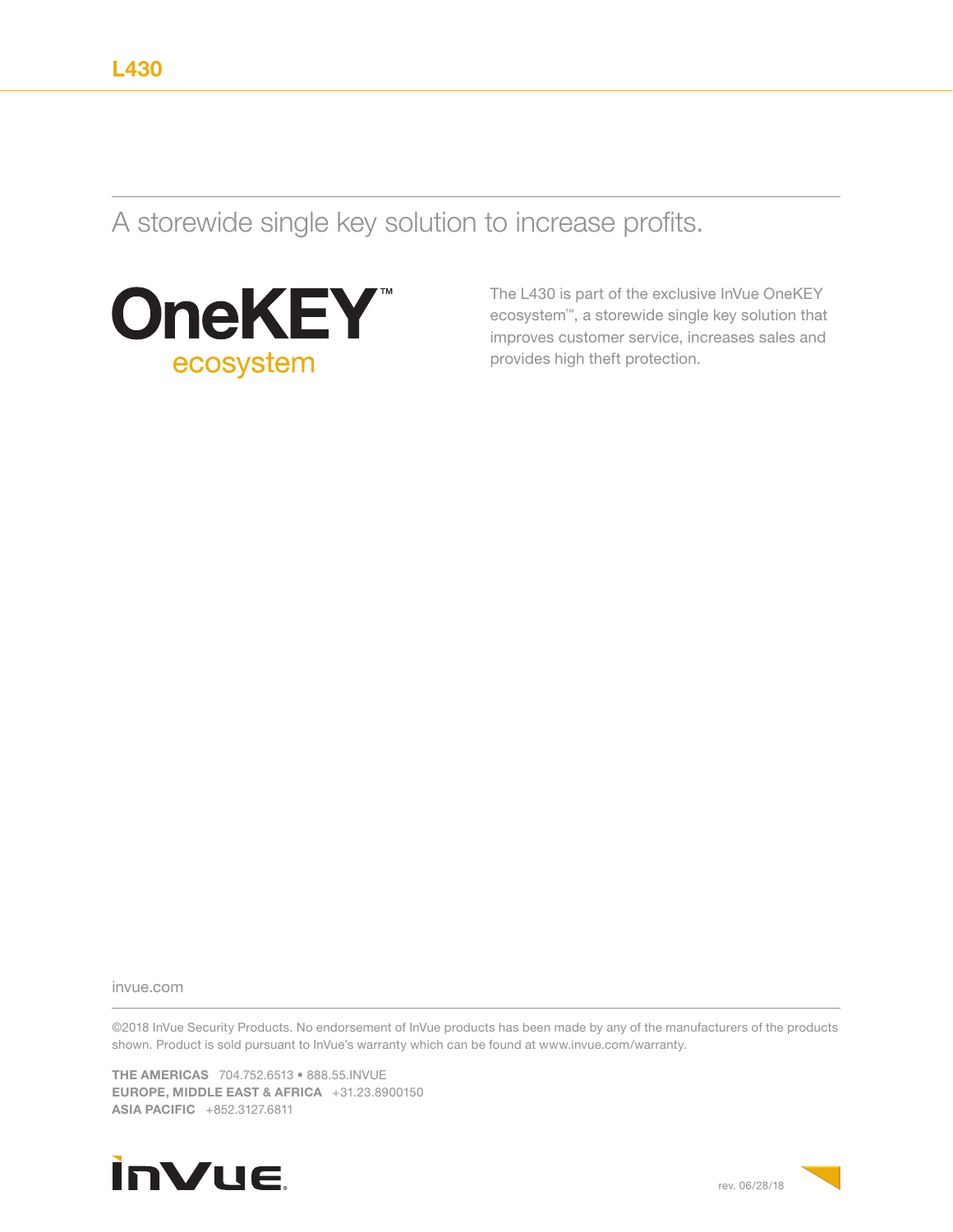A storewide single key solution to increase profits.

**OneKEY™**
ecosystem

The L430 is part of the exclusive InVue OneKEY ecosystem™, a storewide single key solution that improves customer service, increases sales and provides high theft protection.

invue.com

©2018 InVue Security Products. No endorsement of InVue products has been made by any of the manufacturers of the products shown. Product is sold pursuant to InVue's warranty which can be found at www.invue.com/warranty.

**THE AMERICAS** 704.752.6513 • 888.55.INVUE
**EUROPE, MIDDLE EAST & AFRICA** +31.23.8900150
**ASIA PACIFIC** +852.3127.6811

InVue

rev. 06/28/18